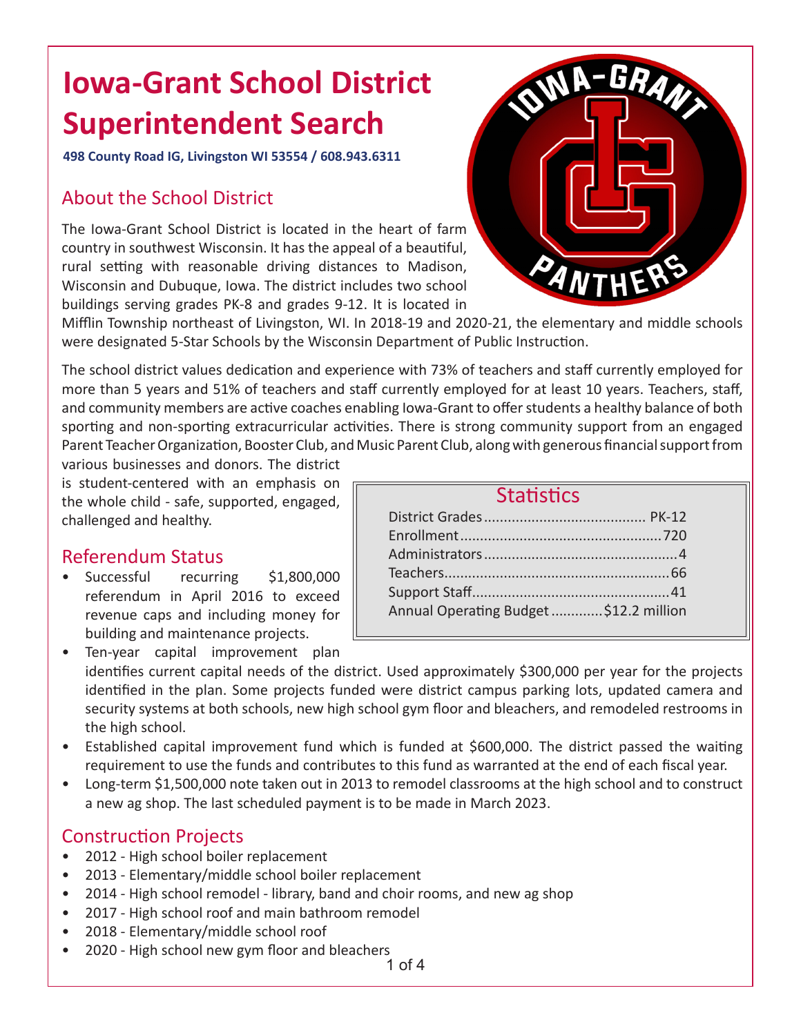# Iowa-Grant School District Superintendent Search

**498 County Road IG, Livingston WI 53554 / 608.943.6311**

## About the School District

The Iowa-Grant School District is located in the heart of farm country in southwest Wisconsin. It has the appeal of a beautiful, rural setting with reasonable driving distances to Madison, Wisconsin and Dubuque, Iowa. The district includes two school buildings serving grades PK-8 and grades 9-12. It is located in Mifflin Township northeast of Livingston, WI. In 2018-19 and 2020-21, the elementary and middle schools were designated 5-Star Schools by the Wisconsin Department of Public Instruction.

The school district values dedication and experience with 73% of teachers and staff currently employed for more than 5 years and 51% of teachers and staff currently employed for at least 10 years. Teachers, staff, and community members are active coaches enabling Iowa-Grant to offer students a healthy balance of both sporting and non-sporting extracurricular activities. There is strong community support from an engaged Parent Teacher Organization, Booster Club, and Music Parent Club, along with generous financial support from various businesses and donors. The district is student-centered with an emphasis on the whole child - safe, supported, engaged, challenged and healthy.

### Statistics

| | |
|---|---|
| District Grades | PK-12 |
| Enrollment | 720 |
| Administrators | 4 |
| Teachers | 66 |
| Support Staff | 41 |
| Annual Operating Budget | $12.2 million |

## Referendum Status

- Successful recurring $1,800,000 referendum in April 2016 to exceed revenue caps and including money for building and maintenance projects.
- Ten-year capital improvement plan identifies current capital needs of the district. Used approximately $300,000 per year for the projects identified in the plan. Some projects funded were district campus parking lots, updated camera and security systems at both schools, new high school gym floor and bleachers, and remodeled restrooms in the high school.
- Established capital improvement fund which is funded at $600,000. The district passed the waiting requirement to use the funds and contributes to this fund as warranted at the end of each fiscal year.
- Long-term $1,500,000 note taken out in 2013 to remodel classrooms at the high school and to construct a new ag shop. The last scheduled payment is to be made in March 2023.

## Construction Projects

- 2012 - High school boiler replacement
- 2013 - Elementary/middle school boiler replacement
- 2014 - High school remodel - library, band and choir rooms, and new ag shop
- 2017 - High school roof and main bathroom remodel
- 2018 - Elementary/middle school roof
- 2020 - High school new gym floor and bleachers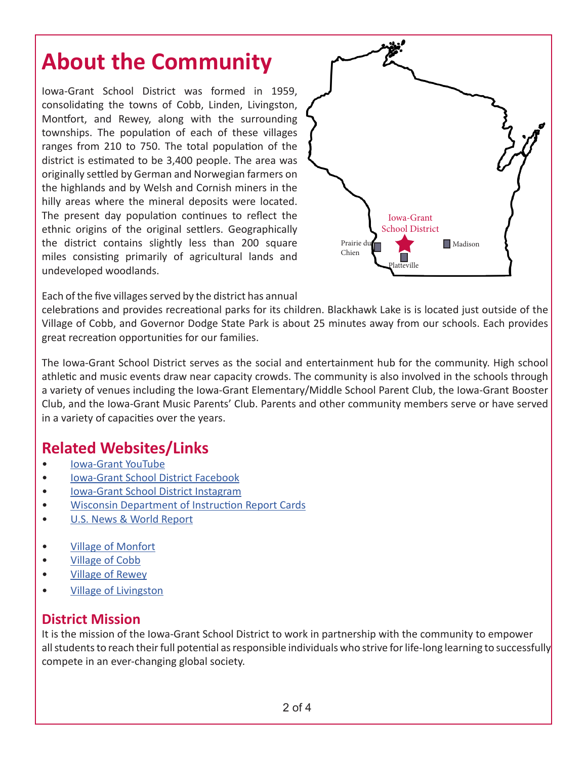# About the Community

Iowa-Grant School District was formed in 1959, consolidating the towns of Cobb, Linden, Livingston, Montfort, and Rewey, along with the surrounding townships. The population of each of these villages ranges from 210 to 750. The total population of the district is estimated to be 3,400 people. The area was originally settled by German and Norwegian farmers on the highlands and by Welsh and Cornish miners in the hilly areas where the mineral deposits were located. The present day population continues to reflect the ethnic origins of the original settlers. Geographically the district contains slightly less than 200 square miles consisting primarily of agricultural lands and undeveloped woodlands.

Iowa-Grant School District

Prairie du Chien

Madison

Platteville

Each of the five villages served by the district has annual celebrations and provides recreational parks for its children. Blackhawk Lake is is located just outside of the Village of Cobb, and Governor Dodge State Park is about 25 minutes away from our schools. Each provides great recreation opportunities for our families.

The Iowa-Grant School District serves as the social and entertainment hub for the community. High school athletic and music events draw near capacity crowds. The community is also involved in the schools through a variety of venues including the Iowa-Grant Elementary/Middle School Parent Club, the Iowa-Grant Booster Club, and the Iowa-Grant Music Parents' Club. Parents and other community members serve or have served in a variety of capacities over the years.

## Related Websites/Links

- Iowa-Grant YouTube
- Iowa-Grant School District Facebook
- Iowa-Grant School District Instagram
- Wisconsin Department of Instruction Report Cards
- U.S. News & World Report

- Village of Monfort
- Village of Cobb
- Village of Rewey
- Village of Livingston

## District Mission

It is the mission of the Iowa-Grant School District to work in partnership with the community to empower all students to reach their full potential as responsible individuals who strive for life-long learning to successfully compete in an ever-changing global society.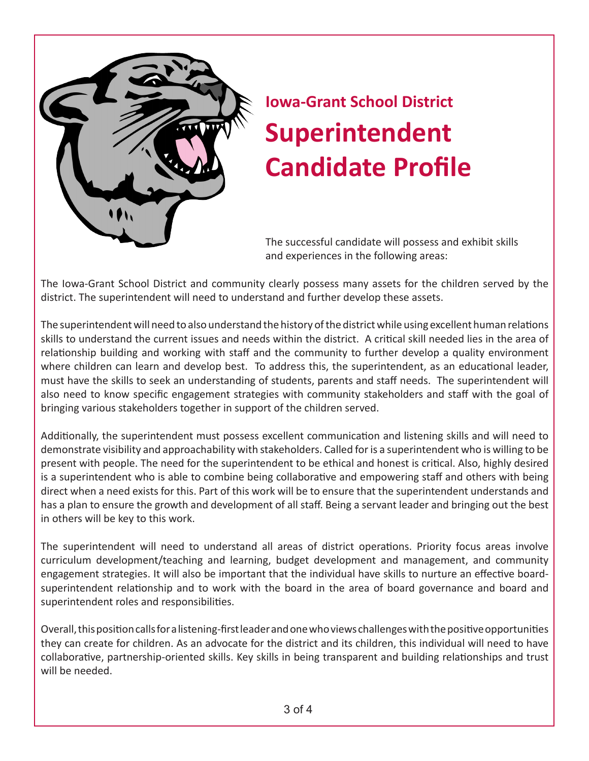## Iowa-Grant School District

# Superintendent Candidate Profile

The successful candidate will possess and exhibit skills and experiences in the following areas:

The Iowa-Grant School District and community clearly possess many assets for the children served by the district. The superintendent will need to understand and further develop these assets.

The superintendent will need to also understand the history of the district while using excellent human relations skills to understand the current issues and needs within the district. A critical skill needed lies in the area of relationship building and working with staff and the community to further develop a quality environment where children can learn and develop best. To address this, the superintendent, as an educational leader, must have the skills to seek an understanding of students, parents and staff needs. The superintendent will also need to know specific engagement strategies with community stakeholders and staff with the goal of bringing various stakeholders together in support of the children served.

Additionally, the superintendent must possess excellent communication and listening skills and will need to demonstrate visibility and approachability with stakeholders. Called for is a superintendent who is willing to be present with people. The need for the superintendent to be ethical and honest is critical. Also, highly desired is a superintendent who is able to combine being collaborative and empowering staff and others with being direct when a need exists for this. Part of this work will be to ensure that the superintendent understands and has a plan to ensure the growth and development of all staff. Being a servant leader and bringing out the best in others will be key to this work.

The superintendent will need to understand all areas of district operations. Priority focus areas involve curriculum development/teaching and learning, budget development and management, and community engagement strategies. It will also be important that the individual have skills to nurture an effective board-superintendent relationship and to work with the board in the area of board governance and board and superintendent roles and responsibilities.

Overall, this position calls for a listening-first leader and one who views challenges with the positive opportunities they can create for children. As an advocate for the district and its children, this individual will need to have collaborative, partnership-oriented skills. Key skills in being transparent and building relationships and trust will be needed.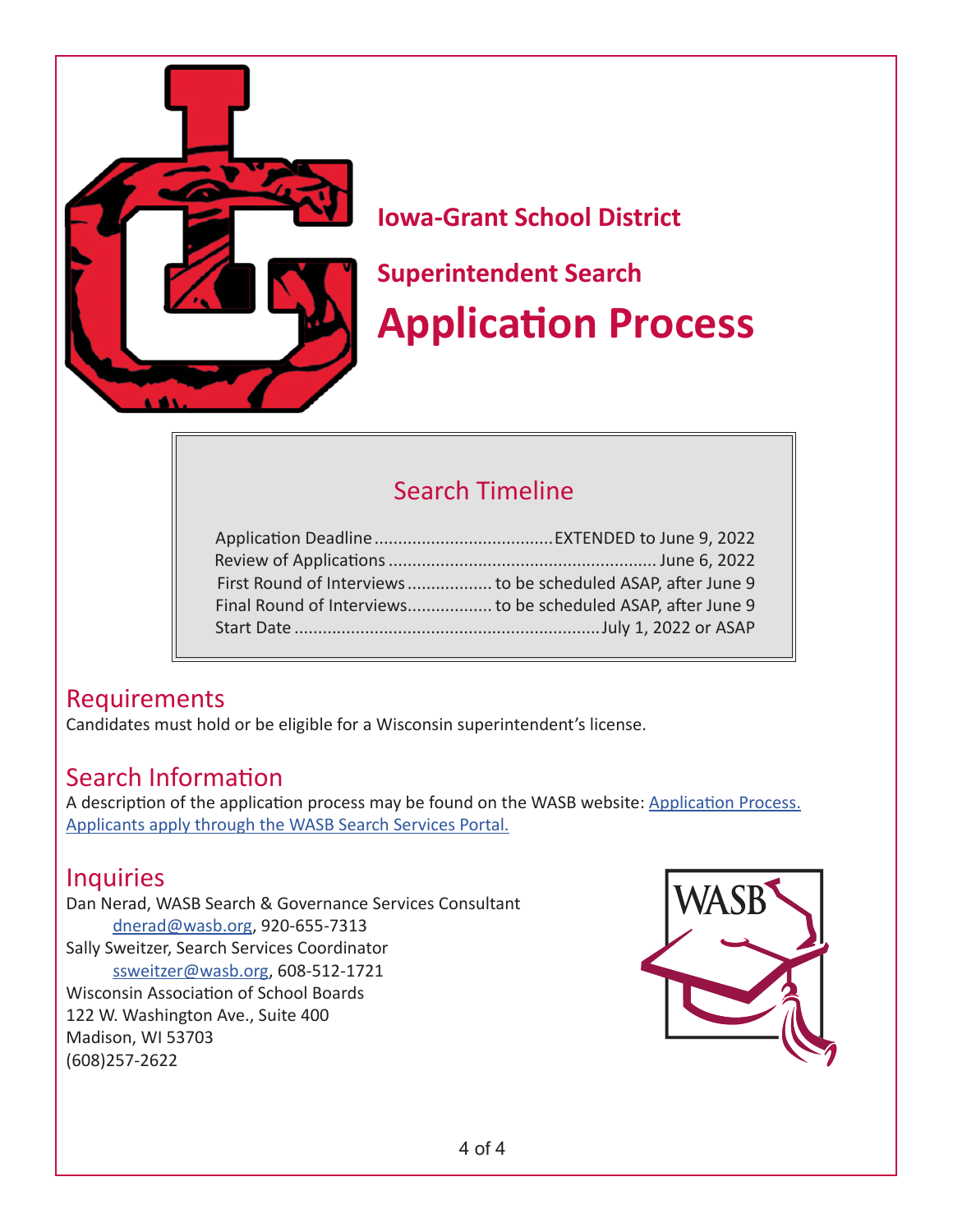**Iowa-Grant School District**

## Superintendent Search

# Application Process

## Search Timeline

| | |
|---|---|
| Application Deadline | EXTENDED to June 9, 2022 |
| Review of Applications | June 6, 2022 |
| First Round of Interviews | to be scheduled ASAP, after June 9 |
| Final Round of Interviews | to be scheduled ASAP, after June 9 |
| Start Date | July 1, 2022 or ASAP |

## Requirements

Candidates must hold or be eligible for a Wisconsin superintendent's license.

## Search Information

A description of the application process may be found on the WASB website: Application Process. Applicants apply through the WASB Search Services Portal.

## Inquiries

Dan Nerad, WASB Search & Governance Services Consultant
dnerad@wasb.org, 920-655-7313
Sally Sweitzer, Search Services Coordinator
ssweitzer@wasb.org, 608-512-1721
Wisconsin Association of School Boards
122 W. Washington Ave., Suite 400
Madison, WI 53703
(608)257-2622